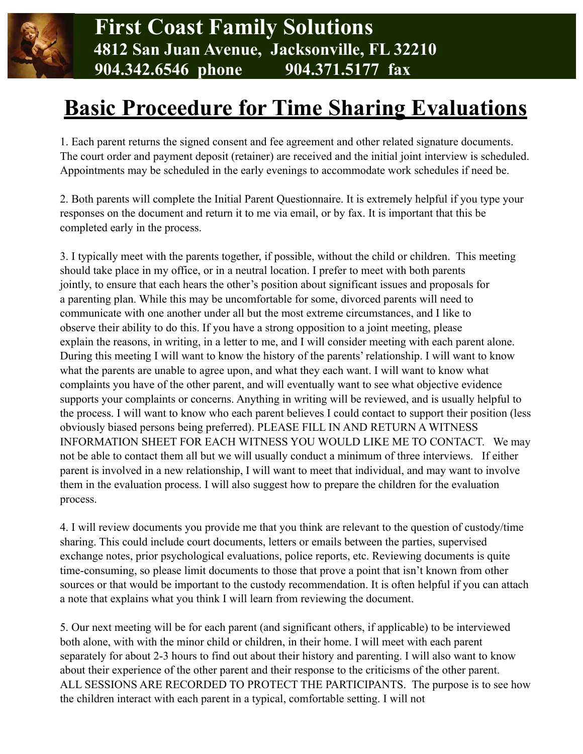# First Coast Family Solutions

**4812 San Juan Avenue, Jacksonville, FL 32210**
**904.342.6546 phone 904.371.5177 fax**

## Basic Proceedure for Time Sharing Evaluations

1. Each parent returns the signed consent and fee agreement and other related signature documents. The court order and payment deposit (retainer) are received and the initial joint interview is scheduled. Appointments may be scheduled in the early evenings to accommodate work schedules if need be.

2. Both parents will complete the Initial Parent Questionnaire. It is extremely helpful if you type your responses on the document and return it to me via email, or by fax. It is important that this be completed early in the process.

3. I typically meet with the parents together, if possible, without the child or children. This meeting should take place in my office, or in a neutral location. I prefer to meet with both parents jointly, to ensure that each hears the other's position about significant issues and proposals for a parenting plan. While this may be uncomfortable for some, divorced parents will need to communicate with one another under all but the most extreme circumstances, and I like to observe their ability to do this. If you have a strong opposition to a joint meeting, please explain the reasons, in writing, in a letter to me, and I will consider meeting with each parent alone. During this meeting I will want to know the history of the parents' relationship. I will want to know what the parents are unable to agree upon, and what they each want. I will want to know what complaints you have of the other parent, and will eventually want to see what objective evidence supports your complaints or concerns. Anything in writing will be reviewed, and is usually helpful to the process. I will want to know who each parent believes I could contact to support their position (less obviously biased persons being preferred). PLEASE FILL IN AND RETURN A WITNESS INFORMATION SHEET FOR EACH WITNESS YOU WOULD LIKE ME TO CONTACT. We may not be able to contact them all but we will usually conduct a minimum of three interviews. If either parent is involved in a new relationship, I will want to meet that individual, and may want to involve them in the evaluation process. I will also suggest how to prepare the children for the evaluation process.

4. I will review documents you provide me that you think are relevant to the question of custody/time sharing. This could include court documents, letters or emails between the parties, supervised exchange notes, prior psychological evaluations, police reports, etc. Reviewing documents is quite time-consuming, so please limit documents to those that prove a point that isn't known from other sources or that would be important to the custody recommendation. It is often helpful if you can attach a note that explains what you think I will learn from reviewing the document.

5. Our next meeting will be for each parent (and significant others, if applicable) to be interviewed both alone, with with the minor child or children, in their home. I will meet with each parent separately for about 2-3 hours to find out about their history and parenting. I will also want to know about their experience of the other parent and their response to the criticisms of the other parent. ALL SESSIONS ARE RECORDED TO PROTECT THE PARTICIPANTS. The purpose is to see how the children interact with each parent in a typical, comfortable setting. I will not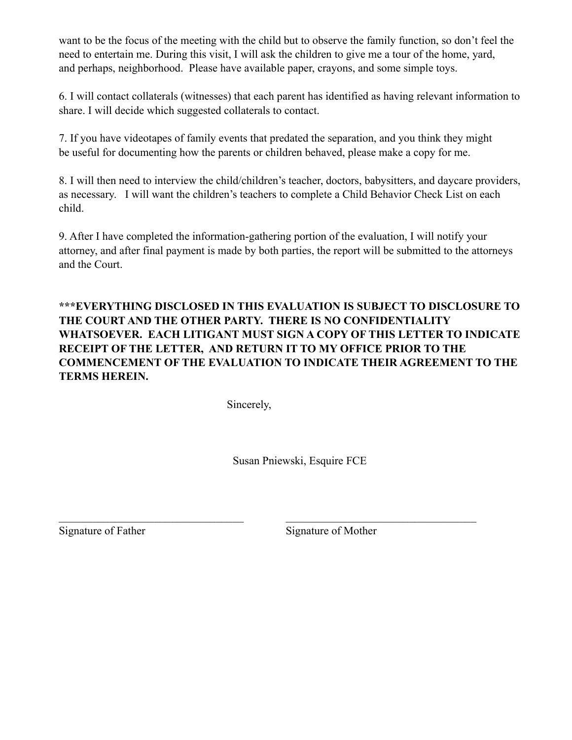want to be the focus of the meeting with the child but to observe the family function, so don't feel the need to entertain me. During this visit, I will ask the children to give me a tour of the home, yard, and perhaps, neighborhood. Please have available paper, crayons, and some simple toys.

6. I will contact collaterals (witnesses) that each parent has identified as having relevant information to share. I will decide which suggested collaterals to contact.

7. If you have videotapes of family events that predated the separation, and you think they might be useful for documenting how the parents or children behaved, please make a copy for me.

8. I will then need to interview the child/children's teacher, doctors, babysitters, and daycare providers, as necessary. I will want the children's teachers to complete a Child Behavior Check List on each child.

9. After I have completed the information-gathering portion of the evaluation, I will notify your attorney, and after final payment is made by both parties, the report will be submitted to the attorneys and the Court.

**\*\*\*EVERYTHING DISCLOSED IN THIS EVALUATION IS SUBJECT TO DISCLOSURE TO THE COURT AND THE OTHER PARTY. THERE IS NO CONFIDENTIALITY WHATSOEVER. EACH LITIGANT MUST SIGN A COPY OF THIS LETTER TO INDICATE RECEIPT OF THE LETTER, AND RETURN IT TO MY OFFICE PRIOR TO THE COMMENCEMENT OF THE EVALUATION TO INDICATE THEIR AGREEMENT TO THE TERMS HEREIN.**

Sincerely,

Susan Pniewski, Esquire FCE

\_\_\_\_\_\_\_\_\_\_\_\_\_\_\_\_\_\_\_\_\_\_\_\_\_\_\_\_\_\_\_\_\_\_ \_\_\_\_\_\_\_\_\_\_\_\_\_\_\_\_\_\_\_\_\_\_\_\_\_\_\_\_\_\_\_\_\_\_\_

Signature of Father Signature of Mother